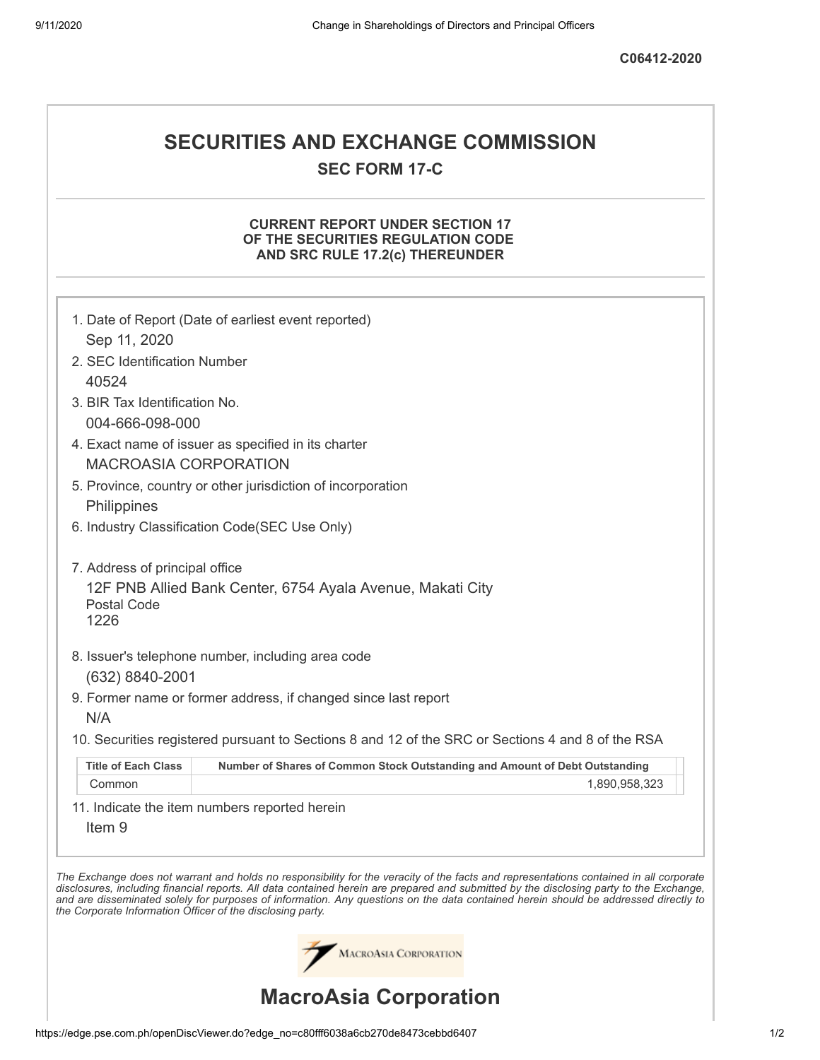C06412-2020

# SECURITIES AND EXCHANGE COMMISSION

## SEC FORM 17-C

### CURRENT REPORT UNDER SECTION 17 OF THE SECURITIES REGULATION CODE AND SRC RULE 17.2(c) THEREUNDER

1. Date of Report (Date of earliest event reported)
   Sep 11, 2020
2. SEC Identification Number
   40524
3. BIR Tax Identification No.
   004-666-098-000
4. Exact name of issuer as specified in its charter
   MACROASIA CORPORATION
5. Province, country or other jurisdiction of incorporation
   Philippines
6. Industry Classification Code(SEC Use Only)

7. Address of principal office
   12F PNB Allied Bank Center, 6754 Ayala Avenue, Makati City
   Postal Code
   1226
8. Issuer's telephone number, including area code
   (632) 8840-2001
9. Former name or former address, if changed since last report
   N/A
10. Securities registered pursuant to Sections 8 and 12 of the SRC or Sections 4 and 8 of the RSA

| Title of Each Class | Number of Shares of Common Stock Outstanding and Amount of Debt Outstanding |
|---|---|
| Common | 1,890,958,323 |

11. Indicate the item numbers reported herein
    Item 9

*The Exchange does not warrant and holds no responsibility for the veracity of the facts and representations contained in all corporate disclosures, including financial reports. All data contained herein are prepared and submitted by the disclosing party to the Exchange, and are disseminated solely for purposes of information. Any questions on the data contained herein should be addressed directly to the Corporate Information Officer of the disclosing party.*

# MacroAsia Corporation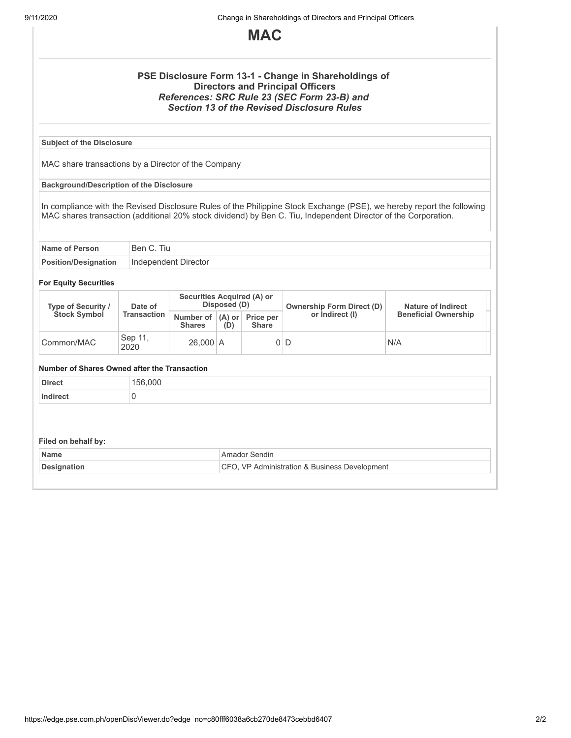# MAC

### PSE Disclosure Form 13-1 - Change in Shareholdings of Directors and Principal Officers
### *References: SRC Rule 23 (SEC Form 23-B) and Section 13 of the Revised Disclosure Rules*

| |
|---|
| **Subject of the Disclosure** |
| MAC share transactions by a Director of the Company |
| **Background/Description of the Disclosure** |
| In compliance with the Revised Disclosure Rules of the Philippine Stock Exchange (PSE), we hereby report the following MAC shares transaction (additional 20% stock dividend) by Ben C. Tiu, Independent Director of the Corporation. |

| | |
|---|---|
| **Name of Person** | Ben C. Tiu |
| **Position/Designation** | Independent Director |

**For Equity Securities**

| Type of Security / Stock Symbol | Date of Transaction | Securities Acquired (A) or Disposed (D) | | | Ownership Form Direct (D) or Indirect (I) | Nature of Indirect Beneficial Ownership |
|---|---|---|---|---|---|---|
| | | Number of Shares | (A) or (D) | Price per Share | | |
| Common/MAC | Sep 11, 2020 | 26,000 | A | 0 | D | N/A |

**Number of Shares Owned after the Transaction**

| | |
|---|---|
| **Direct** | 156,000 |
| **Indirect** | 0 |

**Filed on behalf by:**

| | |
|---|---|
| **Name** | Amador Sendin |
| **Designation** | CFO, VP Administration & Business Development |